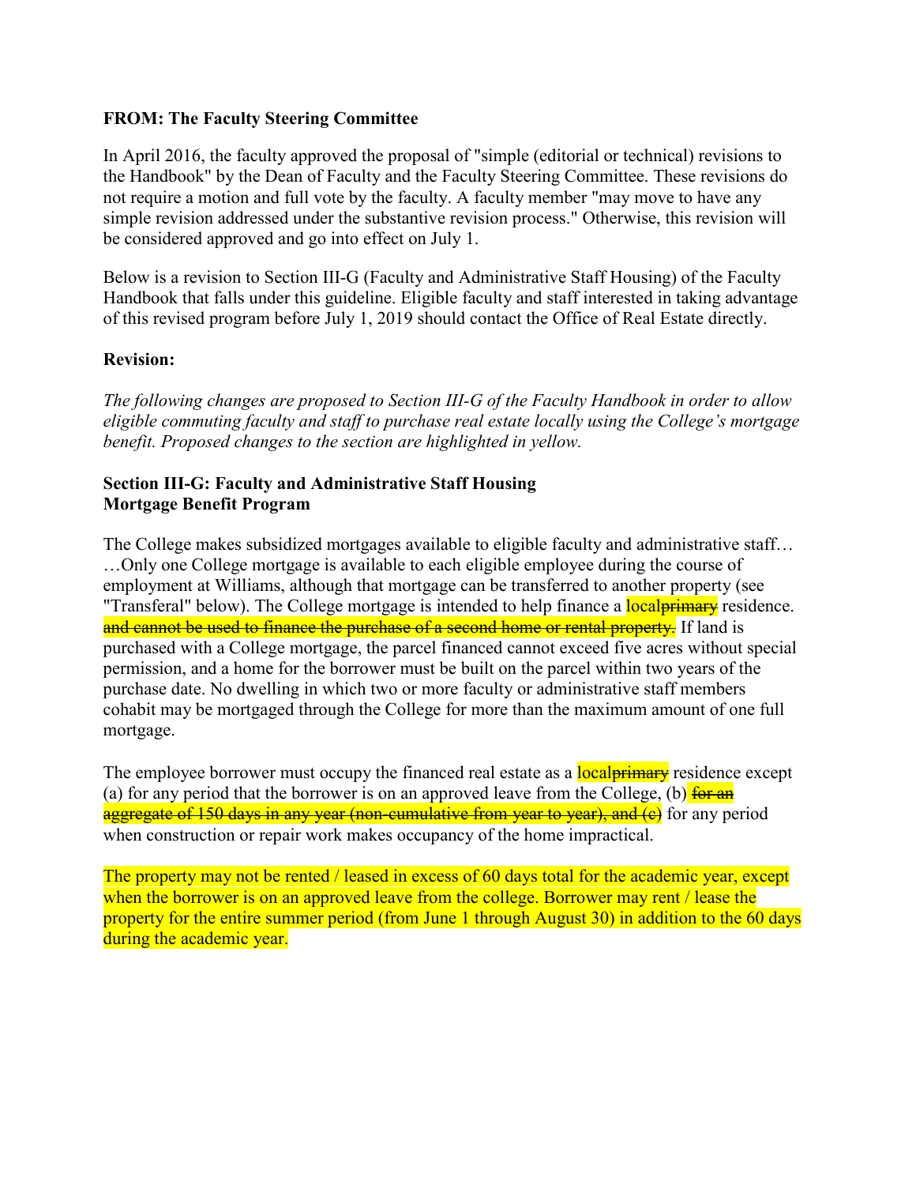**FROM: The Faculty Steering Committee**

In April 2016, the faculty approved the proposal of "simple (editorial or technical) revisions to the Handbook" by the Dean of Faculty and the Faculty Steering Committee. These revisions do not require a motion and full vote by the faculty. A faculty member "may move to have any simple revision addressed under the substantive revision process." Otherwise, this revision will be considered approved and go into effect on July 1.

Below is a revision to Section III-G (Faculty and Administrative Staff Housing) of the Faculty Handbook that falls under this guideline. Eligible faculty and staff interested in taking advantage of this revised program before July 1, 2019 should contact the Office of Real Estate directly.

**Revision:**

*The following changes are proposed to Section III-G of the Faculty Handbook in order to allow eligible commuting faculty and staff to purchase real estate locally using the College's mortgage benefit. Proposed changes to the section are highlighted in yellow.*

**Section III-G: Faculty and Administrative Staff Housing**
**Mortgage Benefit Program**

The College makes subsidized mortgages available to eligible faculty and administrative staff…
…Only one College mortgage is available to each eligible employee during the course of employment at Williams, although that mortgage can be transferred to another property (see "Transferal" below). The College mortgage is intended to help finance a local~~primary~~ residence. ~~and cannot be used to finance the purchase of a second home or rental property.~~ If land is purchased with a College mortgage, the parcel financed cannot exceed five acres without special permission, and a home for the borrower must be built on the parcel within two years of the purchase date. No dwelling in which two or more faculty or administrative staff members cohabit may be mortgaged through the College for more than the maximum amount of one full mortgage.

The employee borrower must occupy the financed real estate as a local~~primary~~ residence except (a) for any period that the borrower is on an approved leave from the College, (b) ~~for an aggregate of 150 days in any year (non-cumulative from year to year), and (c)~~ for any period when construction or repair work makes occupancy of the home impractical.

The property may not be rented / leased in excess of 60 days total for the academic year, except when the borrower is on an approved leave from the college. Borrower may rent / lease the property for the entire summer period (from June 1 through August 30) in addition to the 60 days during the academic year.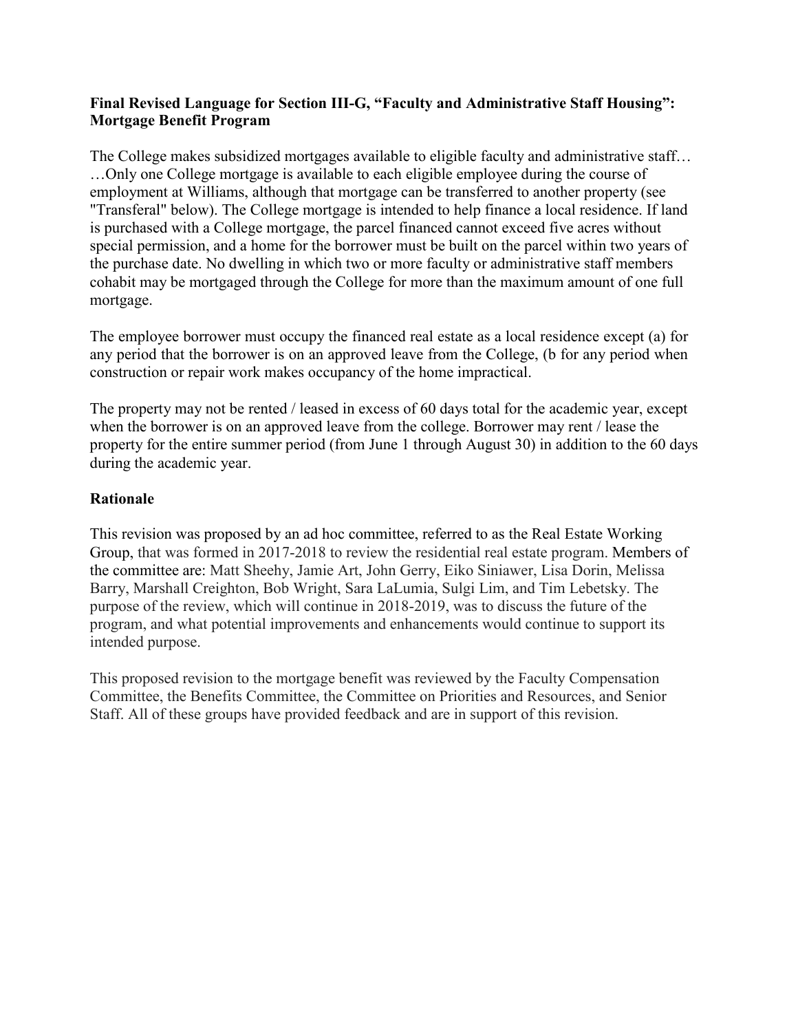**Final Revised Language for Section III-G, "Faculty and Administrative Staff Housing": Mortgage Benefit Program**

The College makes subsidized mortgages available to eligible faculty and administrative staff…
…Only one College mortgage is available to each eligible employee during the course of employment at Williams, although that mortgage can be transferred to another property (see "Transferal" below). The College mortgage is intended to help finance a local residence. If land is purchased with a College mortgage, the parcel financed cannot exceed five acres without special permission, and a home for the borrower must be built on the parcel within two years of the purchase date. No dwelling in which two or more faculty or administrative staff members cohabit may be mortgaged through the College for more than the maximum amount of one full mortgage.

The employee borrower must occupy the financed real estate as a local residence except (a) for any period that the borrower is on an approved leave from the College, (b for any period when construction or repair work makes occupancy of the home impractical.

The property may not be rented / leased in excess of 60 days total for the academic year, except when the borrower is on an approved leave from the college. Borrower may rent / lease the property for the entire summer period (from June 1 through August 30) in addition to the 60 days during the academic year.

**Rationale**

This revision was proposed by an ad hoc committee, referred to as the Real Estate Working Group, that was formed in 2017-2018 to review the residential real estate program. Members of the committee are: Matt Sheehy, Jamie Art, John Gerry, Eiko Siniawer, Lisa Dorin, Melissa Barry, Marshall Creighton, Bob Wright, Sara LaLumia, Sulgi Lim, and Tim Lebetsky. The purpose of the review, which will continue in 2018-2019, was to discuss the future of the program, and what potential improvements and enhancements would continue to support its intended purpose.

This proposed revision to the mortgage benefit was reviewed by the Faculty Compensation Committee, the Benefits Committee, the Committee on Priorities and Resources, and Senior Staff. All of these groups have provided feedback and are in support of this revision.